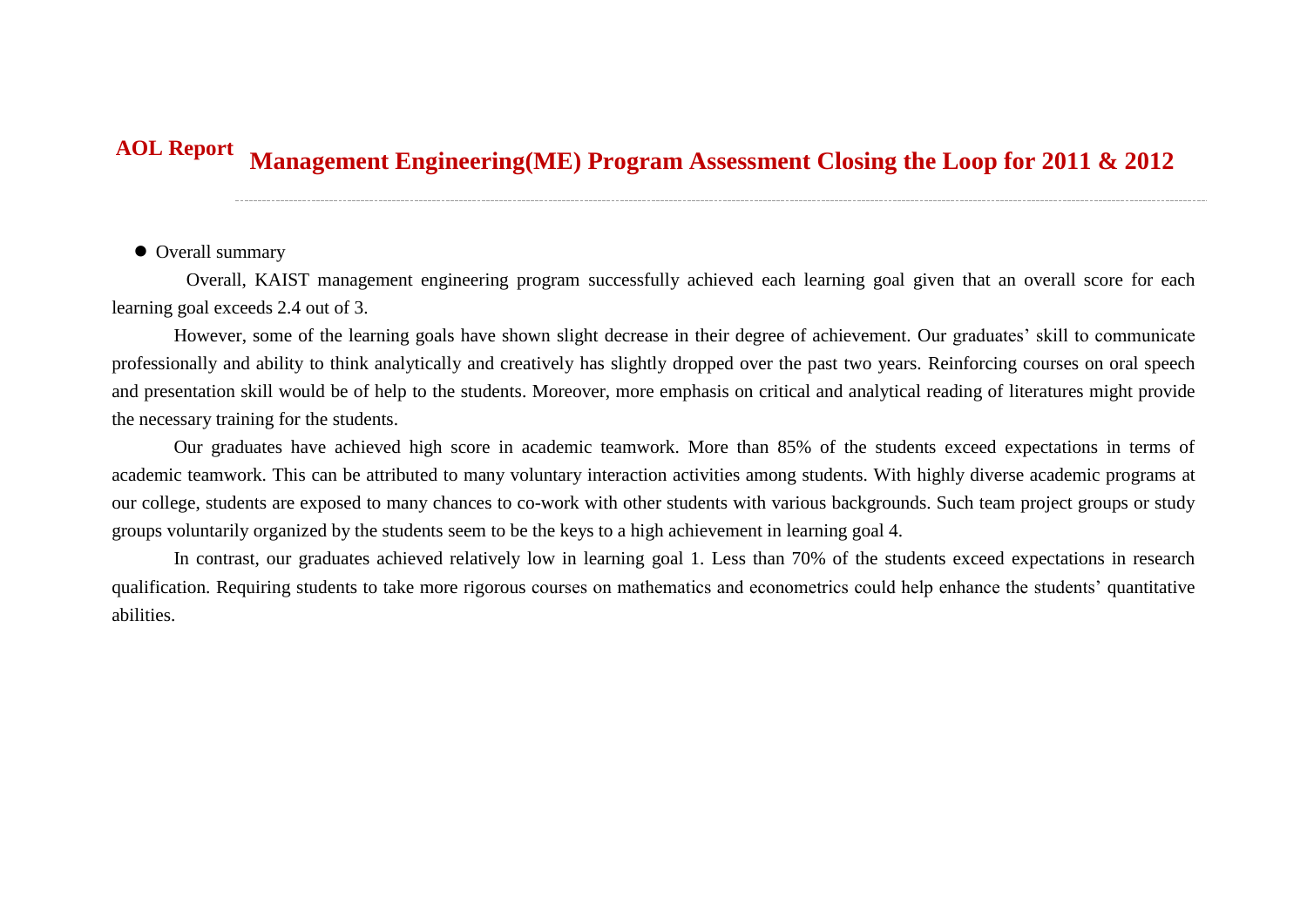**AOL Report**

# Management Engineering(ME) Program Assessment Closing the Loop for 2011 & 2012

- Overall summary

Overall, KAIST management engineering program successfully achieved each learning goal given that an overall score for each learning goal exceeds 2.4 out of 3.

However, some of the learning goals have shown slight decrease in their degree of achievement. Our graduates' skill to communicate professionally and ability to think analytically and creatively has slightly dropped over the past two years. Reinforcing courses on oral speech and presentation skill would be of help to the students. Moreover, more emphasis on critical and analytical reading of literatures might provide the necessary training for the students.

Our graduates have achieved high score in academic teamwork. More than 85% of the students exceed expectations in terms of academic teamwork. This can be attributed to many voluntary interaction activities among students. With highly diverse academic programs at our college, students are exposed to many chances to co-work with other students with various backgrounds. Such team project groups or study groups voluntarily organized by the students seem to be the keys to a high achievement in learning goal 4.

In contrast, our graduates achieved relatively low in learning goal 1. Less than 70% of the students exceed expectations in research qualification. Requiring students to take more rigorous courses on mathematics and econometrics could help enhance the students' quantitative abilities.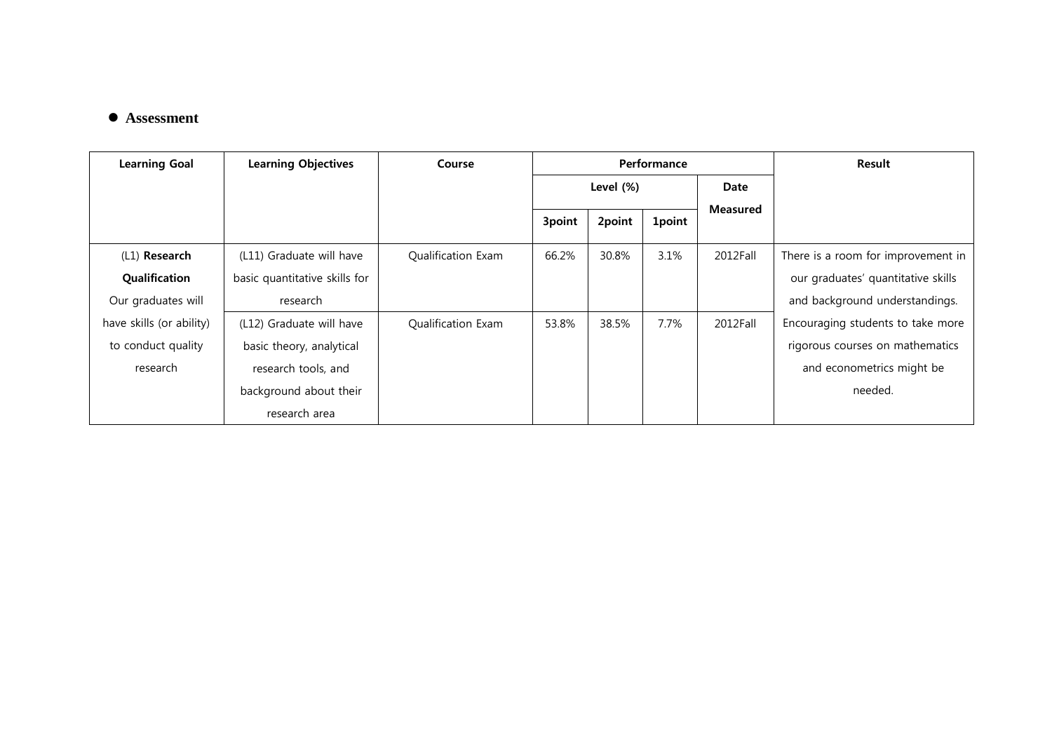- **Assessment**

| Learning Goal | Learning Objectives | Course | Performance | | | | Result |
|---|---|---|---|---|---|---|---|
| | | | Level (%) | | | Date Measured | |
| | | | 3point | 2point | 1point | | |
| (L1) **Research Qualification** Our graduates will have skills (or ability) to conduct quality research | (L11) Graduate will have basic quantitative skills for research | Qualification Exam | 66.2% | 30.8% | 3.1% | 2012Fall | There is a room for improvement in our graduates' quantitative skills and background understandings. Encouraging students to take more rigorous courses on mathematics and econometrics might be needed. |
| | (L12) Graduate will have basic theory, analytical research tools, and background about their research area | Qualification Exam | 53.8% | 38.5% | 7.7% | 2012Fall | |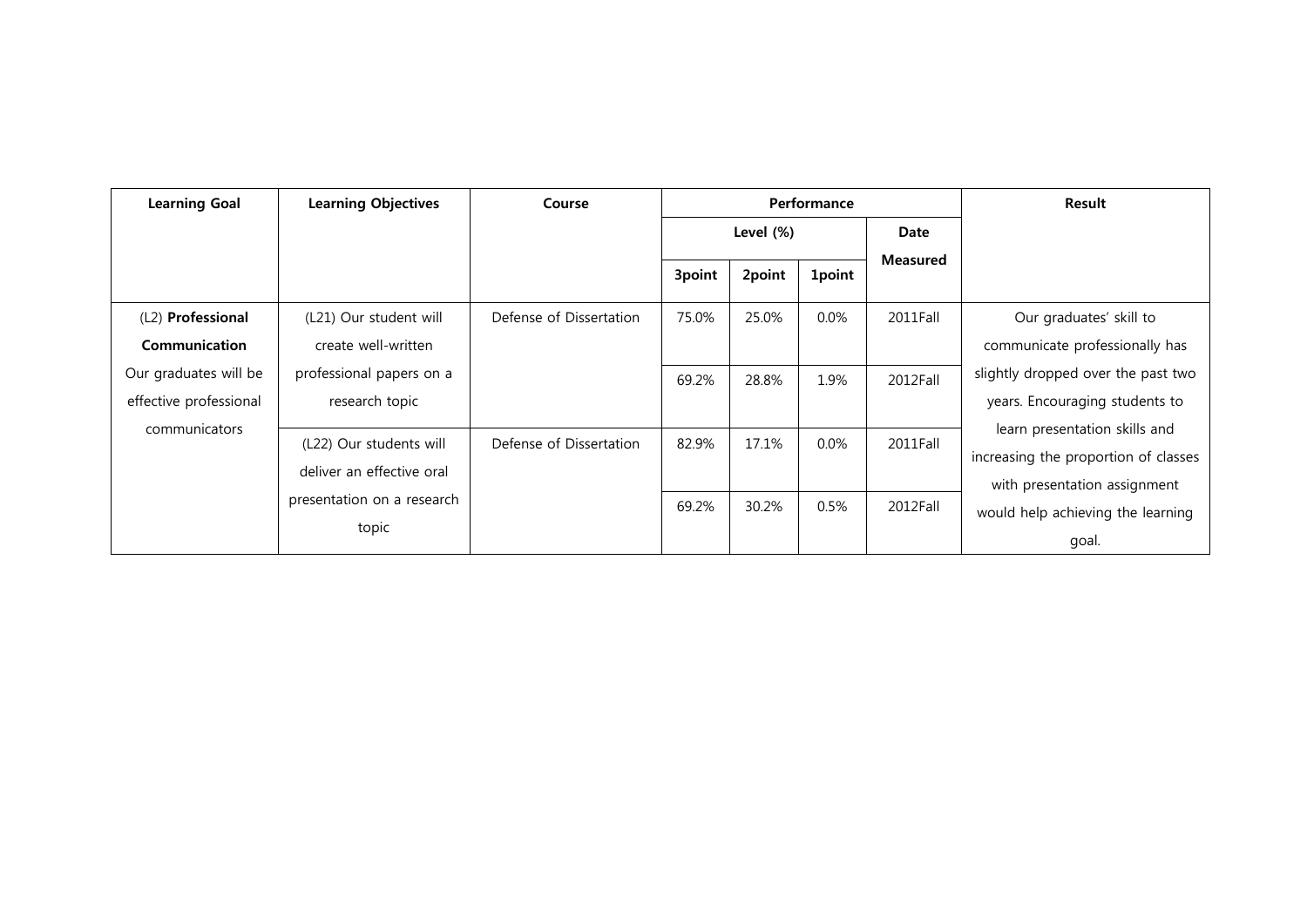| Learning Goal | Learning Objectives | Course | Performance | | | | Result |
|---|---|---|---|---|---|---|---|
| | | | Level (%) | | | Date Measured | |
| | | | 3point | 2point | 1point | | |
| (L2) **Professional Communication** Our graduates will be effective professional communicators | (L21) Our student will create well-written professional papers on a research topic | Defense of Dissertation | 75.0% | 25.0% | 0.0% | 2011Fall | Our graduates' skill to communicate professionally has slightly dropped over the past two years. Encouraging students to learn presentation skills and increasing the proportion of classes with presentation assignment would help achieving the learning goal. |
| | | | 69.2% | 28.8% | 1.9% | 2012Fall | |
| | (L22) Our students will deliver an effective oral presentation on a research topic | Defense of Dissertation | 82.9% | 17.1% | 0.0% | 2011Fall | |
| | | | 69.2% | 30.2% | 0.5% | 2012Fall | |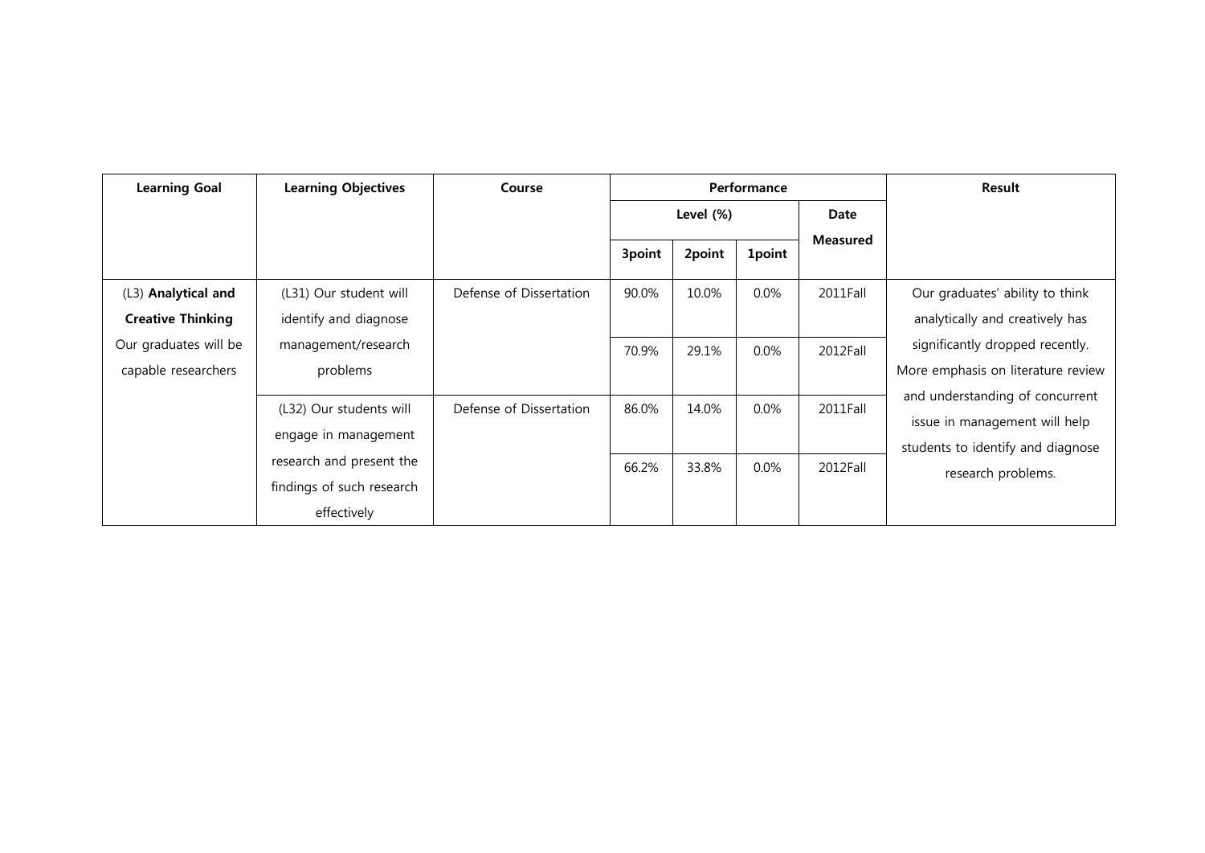| Learning Goal | Learning Objectives | Course | Performance | | | | Result |
|---|---|---|---|---|---|---|---|
| | | | Level (%) | | | Date Measured | |
| | | | 3point | 2point | 1point | | |
| (L3) **Analytical and Creative Thinking** Our graduates will be capable researchers | (L31) Our student will identify and diagnose management/research problems | Defense of Dissertation | 90.0% | 10.0% | 0.0% | 2011Fall | Our graduates' ability to think analytically and creatively has significantly dropped recently. More emphasis on literature review and understanding of concurrent issue in management will help students to identify and diagnose research problems. |
| | | | 70.9% | 29.1% | 0.0% | 2012Fall | |
| | (L32) Our students will engage in management research and present the findings of such research effectively | Defense of Dissertation | 86.0% | 14.0% | 0.0% | 2011Fall | |
| | | | 66.2% | 33.8% | 0.0% | 2012Fall | |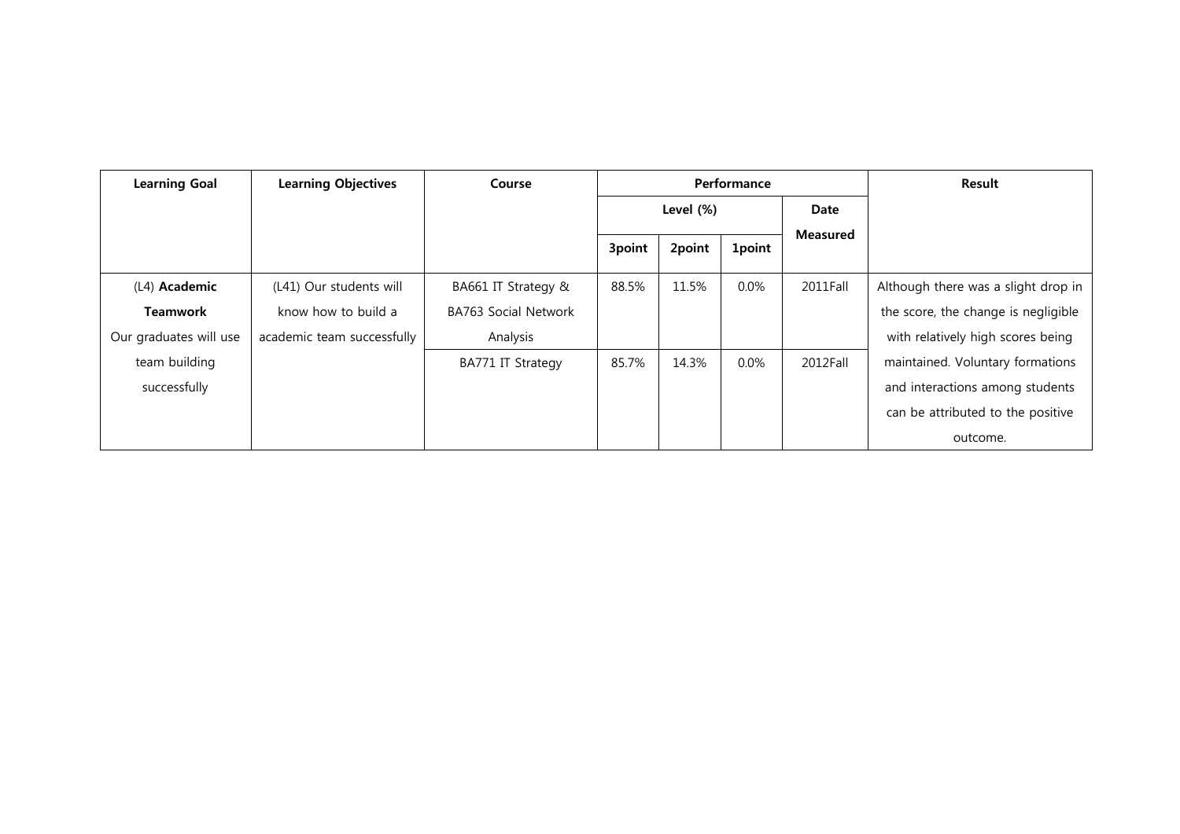| Learning Goal | Learning Objectives | Course | Performance | | | | Result |
|---|---|---|---|---|---|---|---|
| | | | Level (%) | | | Date Measured | |
| | | | 3point | 2point | 1point | | |
| (L4) **Academic Teamwork** Our graduates will use team building successfully | (L41) Our students will know how to build a academic team successfully | BA661 IT Strategy & BA763 Social Network Analysis | 88.5% | 11.5% | 0.0% | 2011Fall | Although there was a slight drop in the score, the change is negligible with relatively high scores being maintained. Voluntary formations and interactions among students can be attributed to the positive outcome. |
| | | BA771 IT Strategy | 85.7% | 14.3% | 0.0% | 2012Fall | |